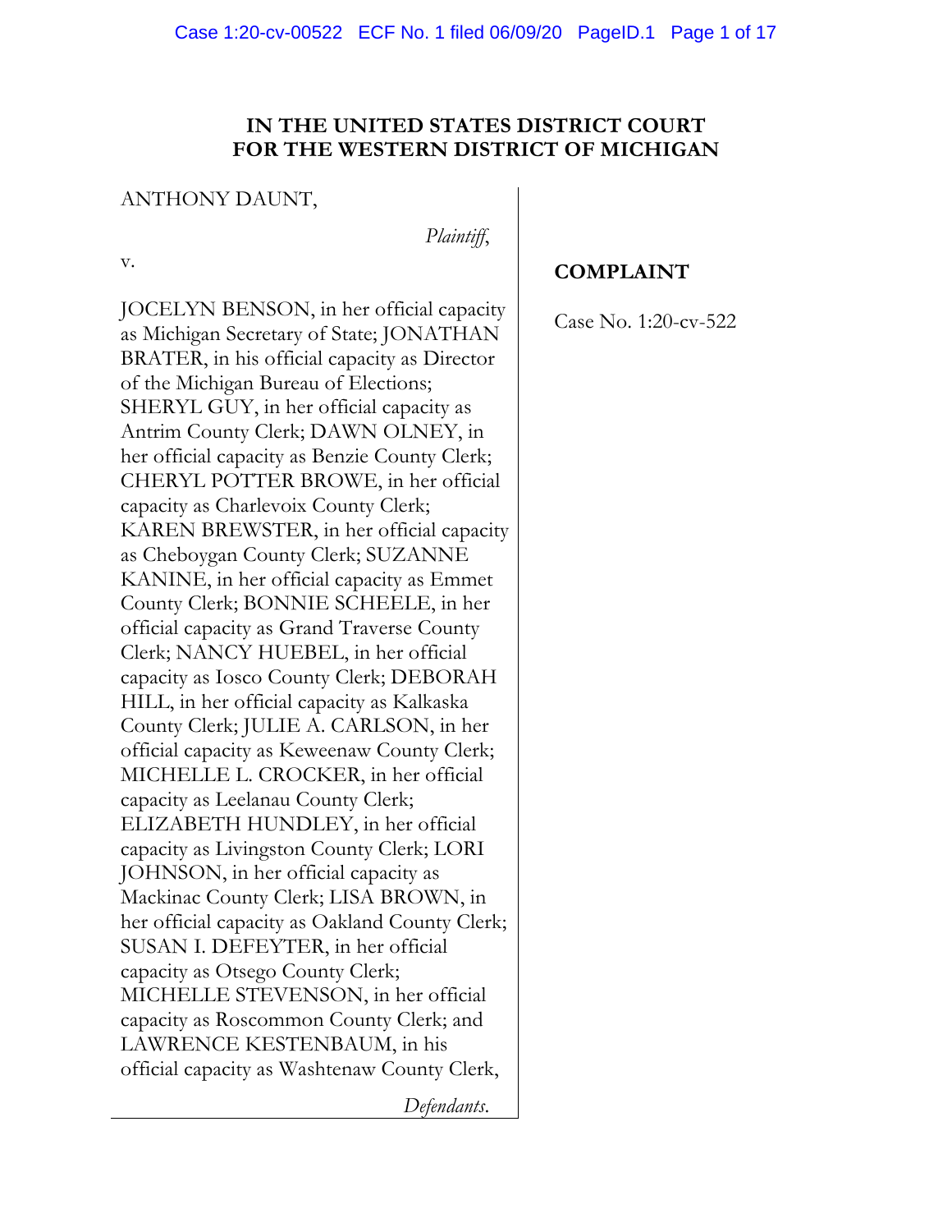# IN THE UNITED STATES DISTRICT COURT FOR THE WESTERN DISTRICT OF MICHIGAN

ANTHONY DAUNT,

*Plaintiff*,

v.

JOCELYN BENSON, in her official capacity as Michigan Secretary of State; JONATHAN BRATER, in his official capacity as Director of the Michigan Bureau of Elections; SHERYL GUY, in her official capacity as Antrim County Clerk; DAWN OLNEY, in her official capacity as Benzie County Clerk; CHERYL POTTER BROWE, in her official capacity as Charlevoix County Clerk; KAREN BREWSTER, in her official capacity as Cheboygan County Clerk; SUZANNE KANINE, in her official capacity as Emmet County Clerk; BONNIE SCHEELE, in her official capacity as Grand Traverse County Clerk; NANCY HUEBEL, in her official capacity as Iosco County Clerk; DEBORAH HILL, in her official capacity as Kalkaska County Clerk; JULIE A. CARLSON, in her official capacity as Keweenaw County Clerk; MICHELLE L. CROCKER, in her official capacity as Leelanau County Clerk; ELIZABETH HUNDLEY, in her official capacity as Livingston County Clerk; LORI JOHNSON, in her official capacity as Mackinac County Clerk; LISA BROWN, in her official capacity as Oakland County Clerk; SUSAN I. DEFEYTER, in her official capacity as Otsego County Clerk; MICHELLE STEVENSON, in her official capacity as Roscommon County Clerk; and LAWRENCE KESTENBAUM, in his official capacity as Washtenaw County Clerk,

*Defendants*.

## COMPLAINT

Case No. 1:20-cv-522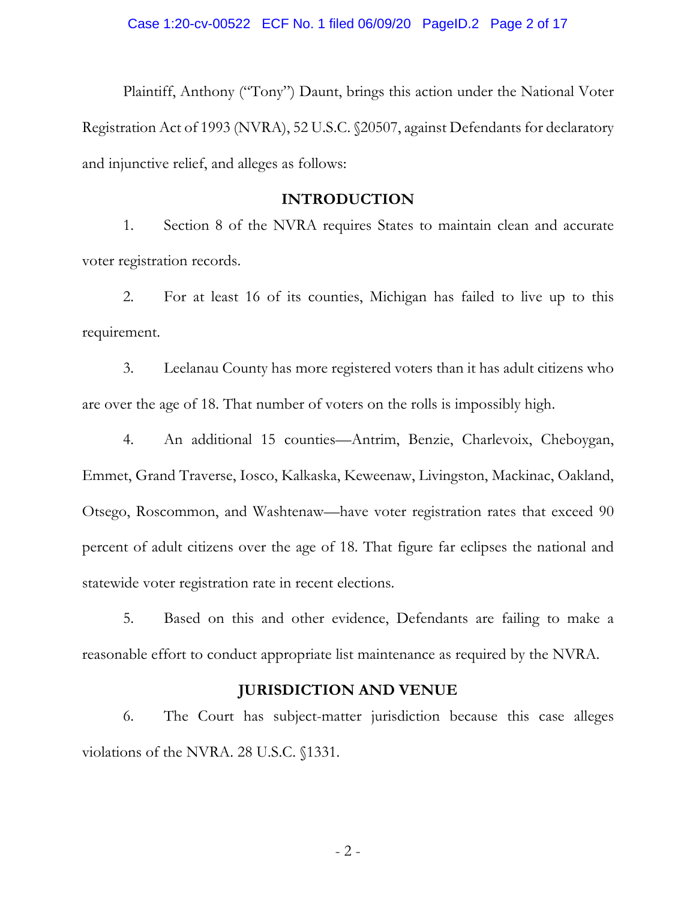Plaintiff, Anthony ("Tony") Daunt, brings this action under the National Voter Registration Act of 1993 (NVRA), 52 U.S.C. §20507, against Defendants for declaratory and injunctive relief, and alleges as follows:

## INTRODUCTION

1. Section 8 of the NVRA requires States to maintain clean and accurate voter registration records.

2. For at least 16 of its counties, Michigan has failed to live up to this requirement.

3. Leelanau County has more registered voters than it has adult citizens who are over the age of 18. That number of voters on the rolls is impossibly high.

4. An additional 15 counties—Antrim, Benzie, Charlevoix, Cheboygan, Emmet, Grand Traverse, Iosco, Kalkaska, Keweenaw, Livingston, Mackinac, Oakland, Otsego, Roscommon, and Washtenaw—have voter registration rates that exceed 90 percent of adult citizens over the age of 18. That figure far eclipses the national and statewide voter registration rate in recent elections.

5. Based on this and other evidence, Defendants are failing to make a reasonable effort to conduct appropriate list maintenance as required by the NVRA.

## JURISDICTION AND VENUE

6. The Court has subject-matter jurisdiction because this case alleges violations of the NVRA. 28 U.S.C. §1331.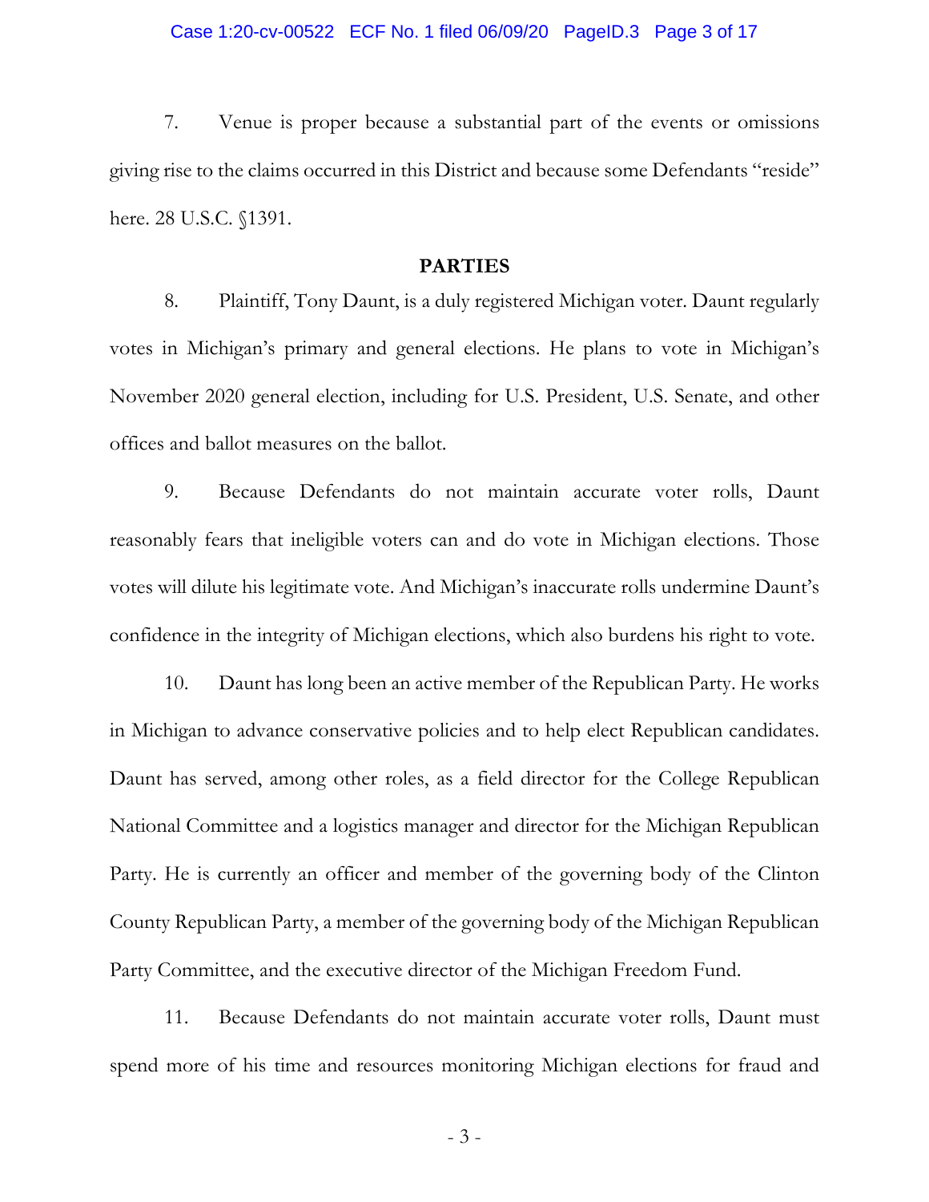7. Venue is proper because a substantial part of the events or omissions giving rise to the claims occurred in this District and because some Defendants "reside" here. 28 U.S.C. §1391.

## PARTIES

8. Plaintiff, Tony Daunt, is a duly registered Michigan voter. Daunt regularly votes in Michigan's primary and general elections. He plans to vote in Michigan's November 2020 general election, including for U.S. President, U.S. Senate, and other offices and ballot measures on the ballot.

9. Because Defendants do not maintain accurate voter rolls, Daunt reasonably fears that ineligible voters can and do vote in Michigan elections. Those votes will dilute his legitimate vote. And Michigan's inaccurate rolls undermine Daunt's confidence in the integrity of Michigan elections, which also burdens his right to vote.

10. Daunt has long been an active member of the Republican Party. He works in Michigan to advance conservative policies and to help elect Republican candidates. Daunt has served, among other roles, as a field director for the College Republican National Committee and a logistics manager and director for the Michigan Republican Party. He is currently an officer and member of the governing body of the Clinton County Republican Party, a member of the governing body of the Michigan Republican Party Committee, and the executive director of the Michigan Freedom Fund.

11. Because Defendants do not maintain accurate voter rolls, Daunt must spend more of his time and resources monitoring Michigan elections for fraud and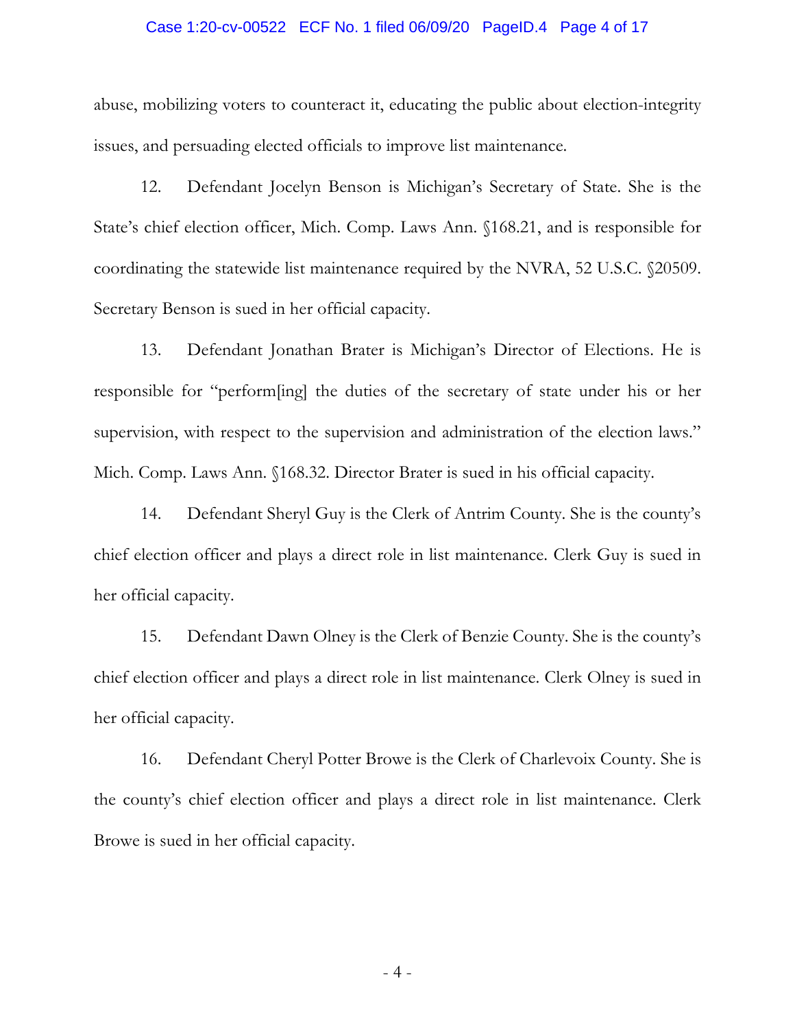abuse, mobilizing voters to counteract it, educating the public about election-integrity issues, and persuading elected officials to improve list maintenance.

12. Defendant Jocelyn Benson is Michigan's Secretary of State. She is the State's chief election officer, Mich. Comp. Laws Ann. §168.21, and is responsible for coordinating the statewide list maintenance required by the NVRA, 52 U.S.C. §20509. Secretary Benson is sued in her official capacity.

13. Defendant Jonathan Brater is Michigan's Director of Elections. He is responsible for "perform[ing] the duties of the secretary of state under his or her supervision, with respect to the supervision and administration of the election laws." Mich. Comp. Laws Ann. §168.32. Director Brater is sued in his official capacity.

14. Defendant Sheryl Guy is the Clerk of Antrim County. She is the county's chief election officer and plays a direct role in list maintenance. Clerk Guy is sued in her official capacity.

15. Defendant Dawn Olney is the Clerk of Benzie County. She is the county's chief election officer and plays a direct role in list maintenance. Clerk Olney is sued in her official capacity.

16. Defendant Cheryl Potter Browe is the Clerk of Charlevoix County. She is the county's chief election officer and plays a direct role in list maintenance. Clerk Browe is sued in her official capacity.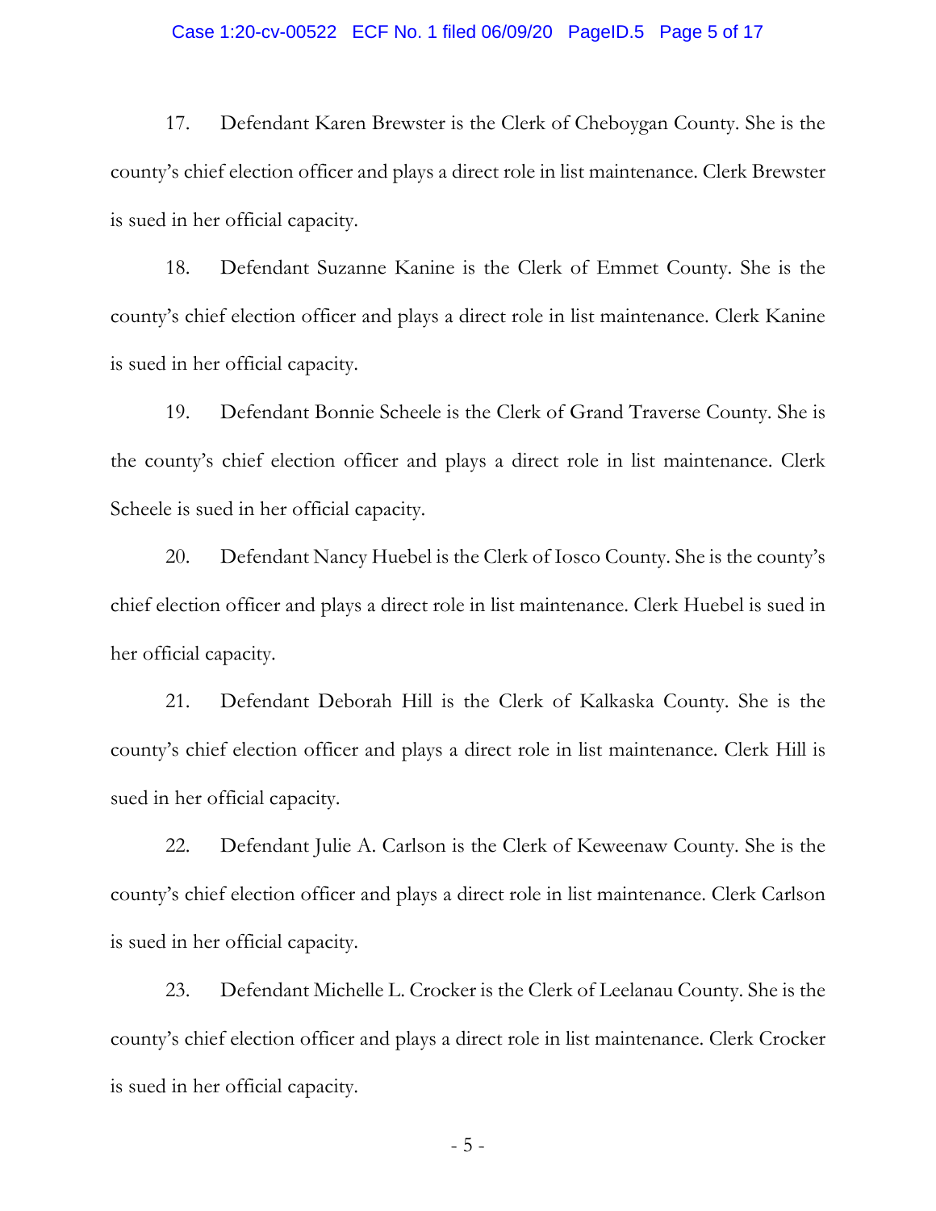17. Defendant Karen Brewster is the Clerk of Cheboygan County. She is the county's chief election officer and plays a direct role in list maintenance. Clerk Brewster is sued in her official capacity.

18. Defendant Suzanne Kanine is the Clerk of Emmet County. She is the county's chief election officer and plays a direct role in list maintenance. Clerk Kanine is sued in her official capacity.

19. Defendant Bonnie Scheele is the Clerk of Grand Traverse County. She is the county's chief election officer and plays a direct role in list maintenance. Clerk Scheele is sued in her official capacity.

20. Defendant Nancy Huebel is the Clerk of Iosco County. She is the county's chief election officer and plays a direct role in list maintenance. Clerk Huebel is sued in her official capacity.

21. Defendant Deborah Hill is the Clerk of Kalkaska County. She is the county's chief election officer and plays a direct role in list maintenance. Clerk Hill is sued in her official capacity.

22. Defendant Julie A. Carlson is the Clerk of Keweenaw County. She is the county's chief election officer and plays a direct role in list maintenance. Clerk Carlson is sued in her official capacity.

23. Defendant Michelle L. Crocker is the Clerk of Leelanau County. She is the county's chief election officer and plays a direct role in list maintenance. Clerk Crocker is sued in her official capacity.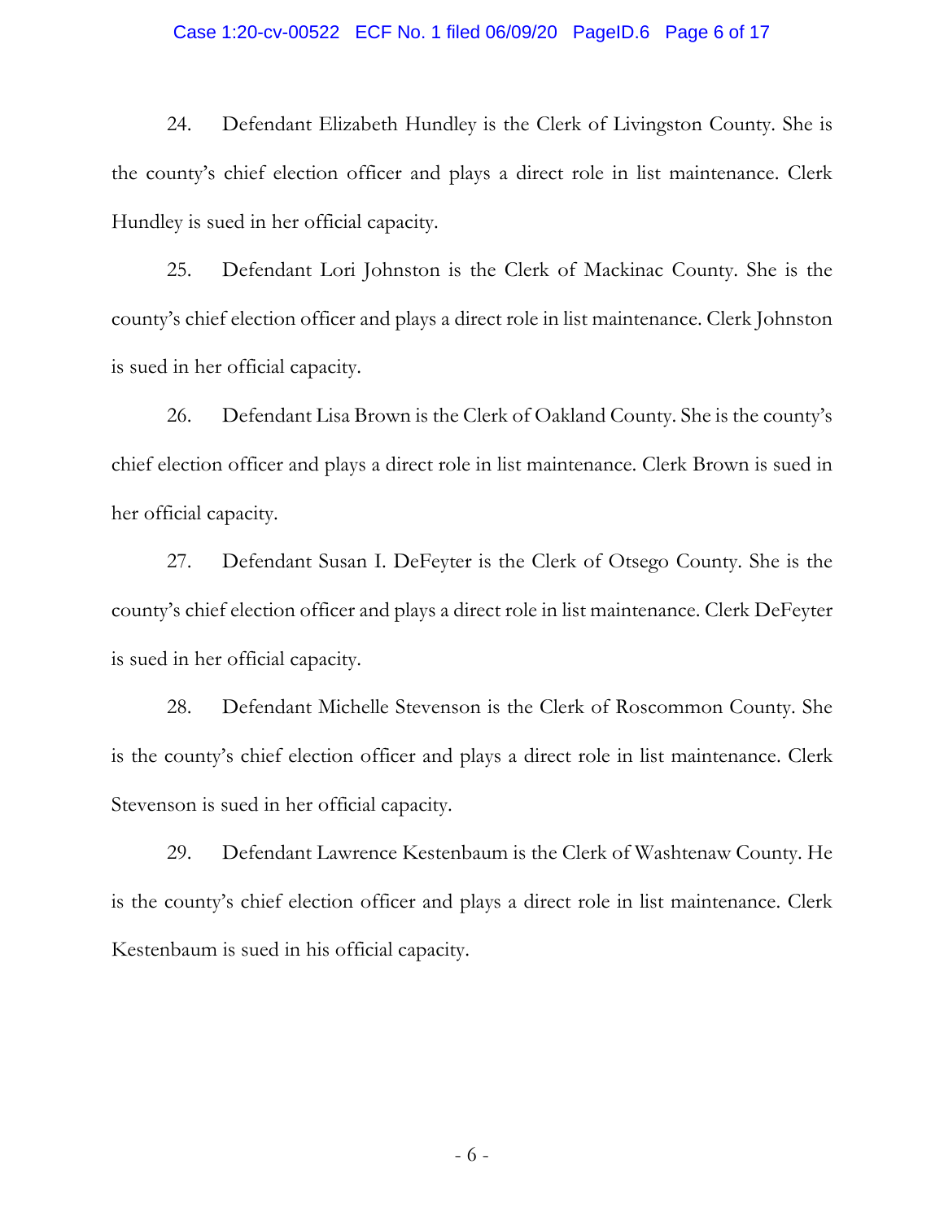24. Defendant Elizabeth Hundley is the Clerk of Livingston County. She is the county's chief election officer and plays a direct role in list maintenance. Clerk Hundley is sued in her official capacity.

25. Defendant Lori Johnston is the Clerk of Mackinac County. She is the county's chief election officer and plays a direct role in list maintenance. Clerk Johnston is sued in her official capacity.

26. Defendant Lisa Brown is the Clerk of Oakland County. She is the county's chief election officer and plays a direct role in list maintenance. Clerk Brown is sued in her official capacity.

27. Defendant Susan I. DeFeyter is the Clerk of Otsego County. She is the county's chief election officer and plays a direct role in list maintenance. Clerk DeFeyter is sued in her official capacity.

28. Defendant Michelle Stevenson is the Clerk of Roscommon County. She is the county's chief election officer and plays a direct role in list maintenance. Clerk Stevenson is sued in her official capacity.

29. Defendant Lawrence Kestenbaum is the Clerk of Washtenaw County. He is the county's chief election officer and plays a direct role in list maintenance. Clerk Kestenbaum is sued in his official capacity.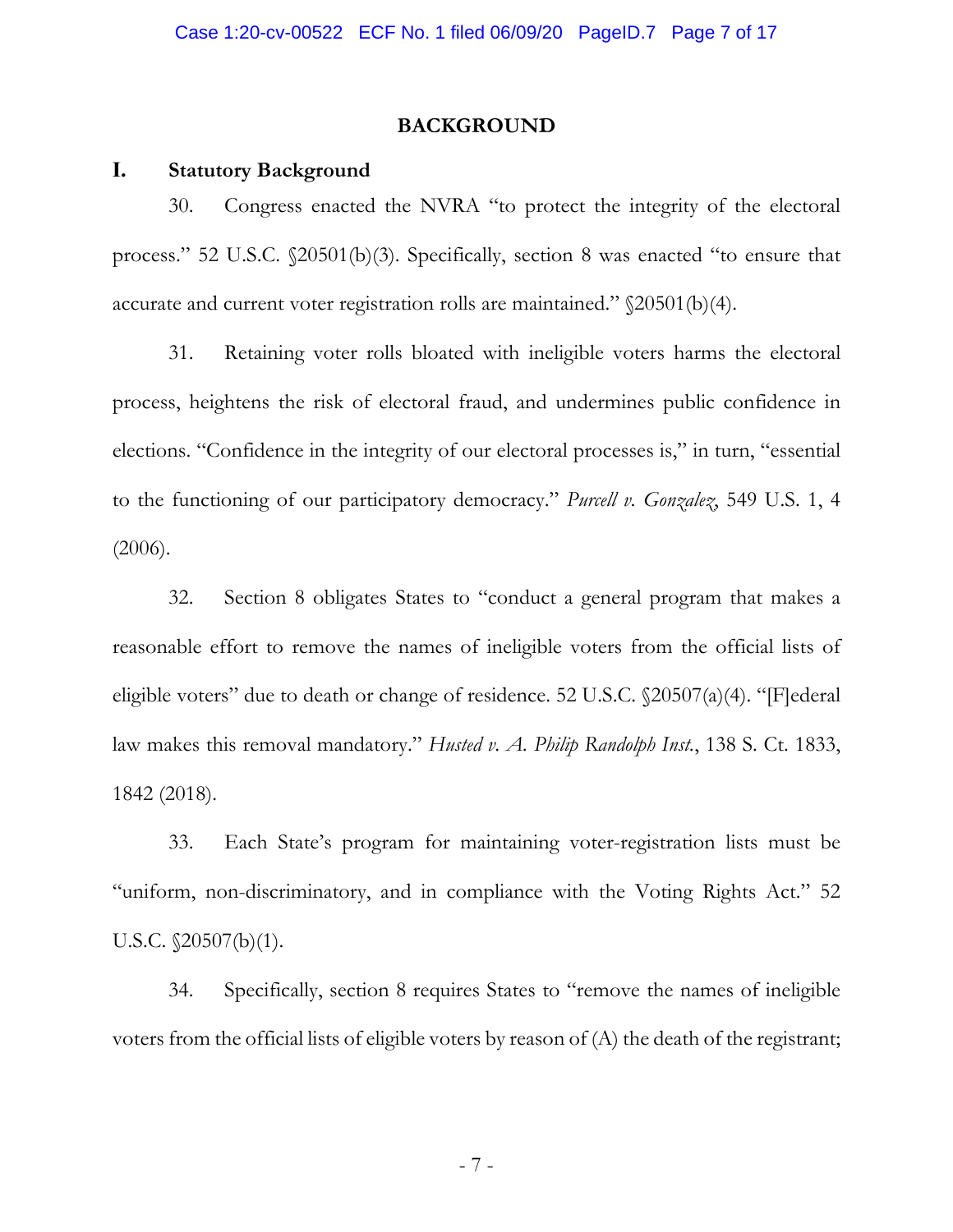## BACKGROUND

### I. Statutory Background

30. Congress enacted the NVRA "to protect the integrity of the electoral process." 52 U.S.C. §20501(b)(3). Specifically, section 8 was enacted "to ensure that accurate and current voter registration rolls are maintained." §20501(b)(4).

31. Retaining voter rolls bloated with ineligible voters harms the electoral process, heightens the risk of electoral fraud, and undermines public confidence in elections. "Confidence in the integrity of our electoral processes is," in turn, "essential to the functioning of our participatory democracy." *Purcell v. Gonzalez*, 549 U.S. 1, 4 (2006).

32. Section 8 obligates States to "conduct a general program that makes a reasonable effort to remove the names of ineligible voters from the official lists of eligible voters" due to death or change of residence. 52 U.S.C. §20507(a)(4). "[F]ederal law makes this removal mandatory." *Husted v. A. Philip Randolph Inst.*, 138 S. Ct. 1833, 1842 (2018).

33. Each State's program for maintaining voter-registration lists must be "uniform, non-discriminatory, and in compliance with the Voting Rights Act." 52 U.S.C. §20507(b)(1).

34. Specifically, section 8 requires States to "remove the names of ineligible voters from the official lists of eligible voters by reason of (A) the death of the registrant;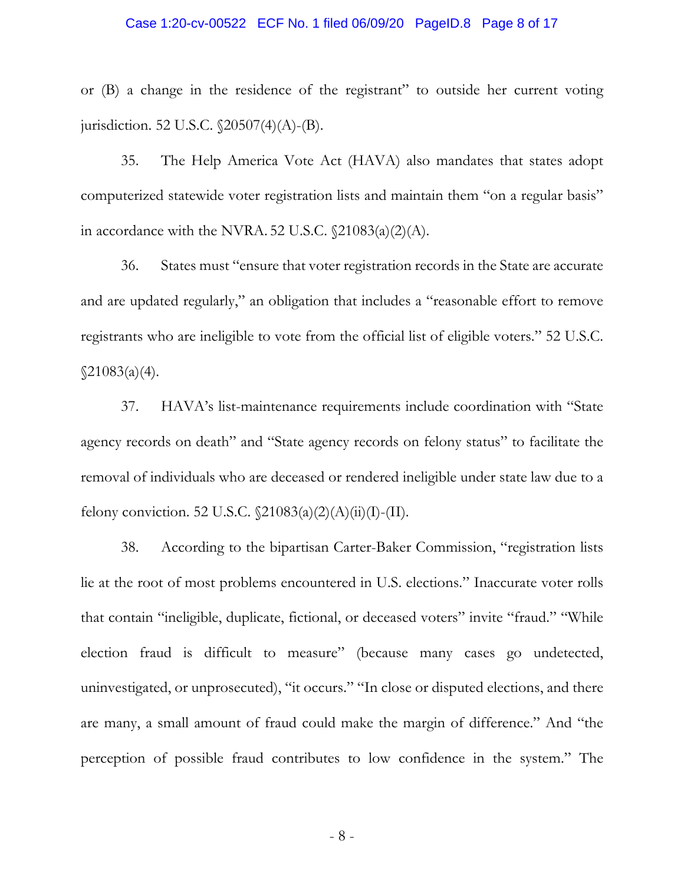or (B) a change in the residence of the registrant" to outside her current voting jurisdiction. 52 U.S.C. §20507(4)(A)-(B).

35. The Help America Vote Act (HAVA) also mandates that states adopt computerized statewide voter registration lists and maintain them "on a regular basis" in accordance with the NVRA. 52 U.S.C. §21083(a)(2)(A).

36. States must "ensure that voter registration records in the State are accurate and are updated regularly," an obligation that includes a "reasonable effort to remove registrants who are ineligible to vote from the official list of eligible voters." 52 U.S.C. §21083(a)(4).

37. HAVA's list-maintenance requirements include coordination with "State agency records on death" and "State agency records on felony status" to facilitate the removal of individuals who are deceased or rendered ineligible under state law due to a felony conviction. 52 U.S.C. §21083(a)(2)(A)(ii)(I)-(II).

38. According to the bipartisan Carter-Baker Commission, "registration lists lie at the root of most problems encountered in U.S. elections." Inaccurate voter rolls that contain "ineligible, duplicate, fictional, or deceased voters" invite "fraud." "While election fraud is difficult to measure" (because many cases go undetected, uninvestigated, or unprosecuted), "it occurs." "In close or disputed elections, and there are many, a small amount of fraud could make the margin of difference." And "the perception of possible fraud contributes to low confidence in the system." The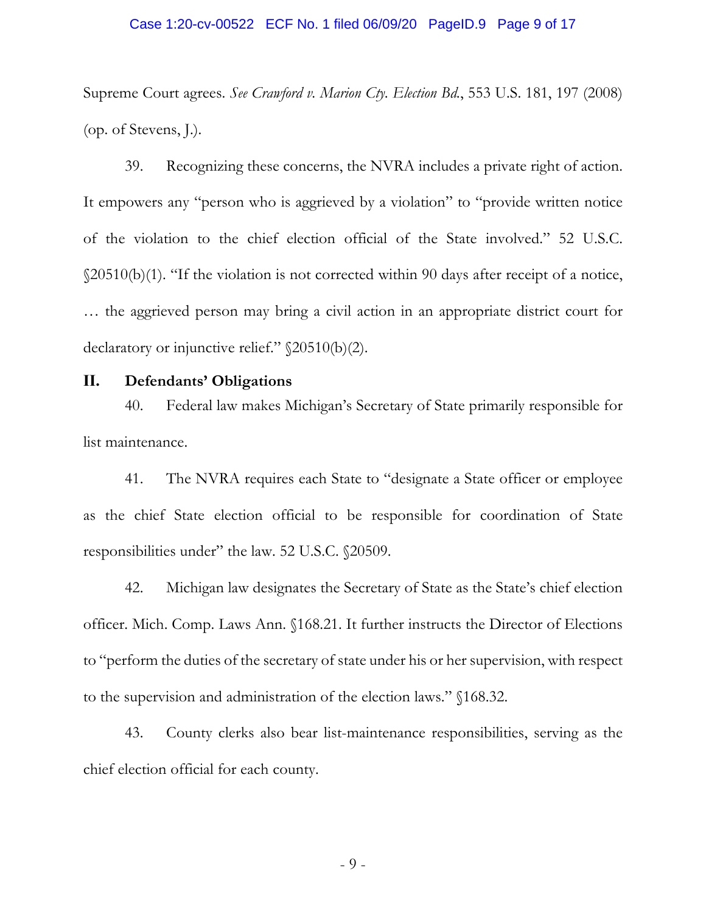Supreme Court agrees. *See Crawford v. Marion Cty. Election Bd.*, 553 U.S. 181, 197 (2008) (op. of Stevens, J.).

39. Recognizing these concerns, the NVRA includes a private right of action. It empowers any "person who is aggrieved by a violation" to "provide written notice of the violation to the chief election official of the State involved." 52 U.S.C. §20510(b)(1). "If the violation is not corrected within 90 days after receipt of a notice, … the aggrieved person may bring a civil action in an appropriate district court for declaratory or injunctive relief." §20510(b)(2).

## II. Defendants' Obligations

40. Federal law makes Michigan's Secretary of State primarily responsible for list maintenance.

41. The NVRA requires each State to "designate a State officer or employee as the chief State election official to be responsible for coordination of State responsibilities under" the law. 52 U.S.C. §20509.

42. Michigan law designates the Secretary of State as the State's chief election officer. Mich. Comp. Laws Ann. §168.21. It further instructs the Director of Elections to "perform the duties of the secretary of state under his or her supervision, with respect to the supervision and administration of the election laws." §168.32.

43. County clerks also bear list-maintenance responsibilities, serving as the chief election official for each county.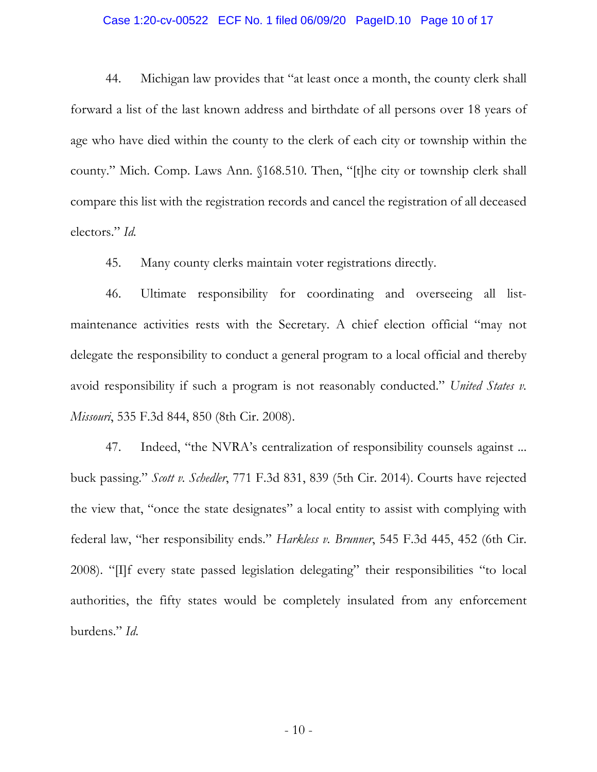44. Michigan law provides that "at least once a month, the county clerk shall forward a list of the last known address and birthdate of all persons over 18 years of age who have died within the county to the clerk of each city or township within the county." Mich. Comp. Laws Ann. §168.510. Then, "[t]he city or township clerk shall compare this list with the registration records and cancel the registration of all deceased electors." *Id.*

45. Many county clerks maintain voter registrations directly.

46. Ultimate responsibility for coordinating and overseeing all list-maintenance activities rests with the Secretary. A chief election official "may not delegate the responsibility to conduct a general program to a local official and thereby avoid responsibility if such a program is not reasonably conducted." *United States v. Missouri*, 535 F.3d 844, 850 (8th Cir. 2008).

47. Indeed, "the NVRA's centralization of responsibility counsels against ... buck passing." *Scott v. Schedler*, 771 F.3d 831, 839 (5th Cir. 2014). Courts have rejected the view that, "once the state designates" a local entity to assist with complying with federal law, "her responsibility ends." *Harkless v. Brunner*, 545 F.3d 445, 452 (6th Cir. 2008). "[I]f every state passed legislation delegating" their responsibilities "to local authorities, the fifty states would be completely insulated from any enforcement burdens." *Id.*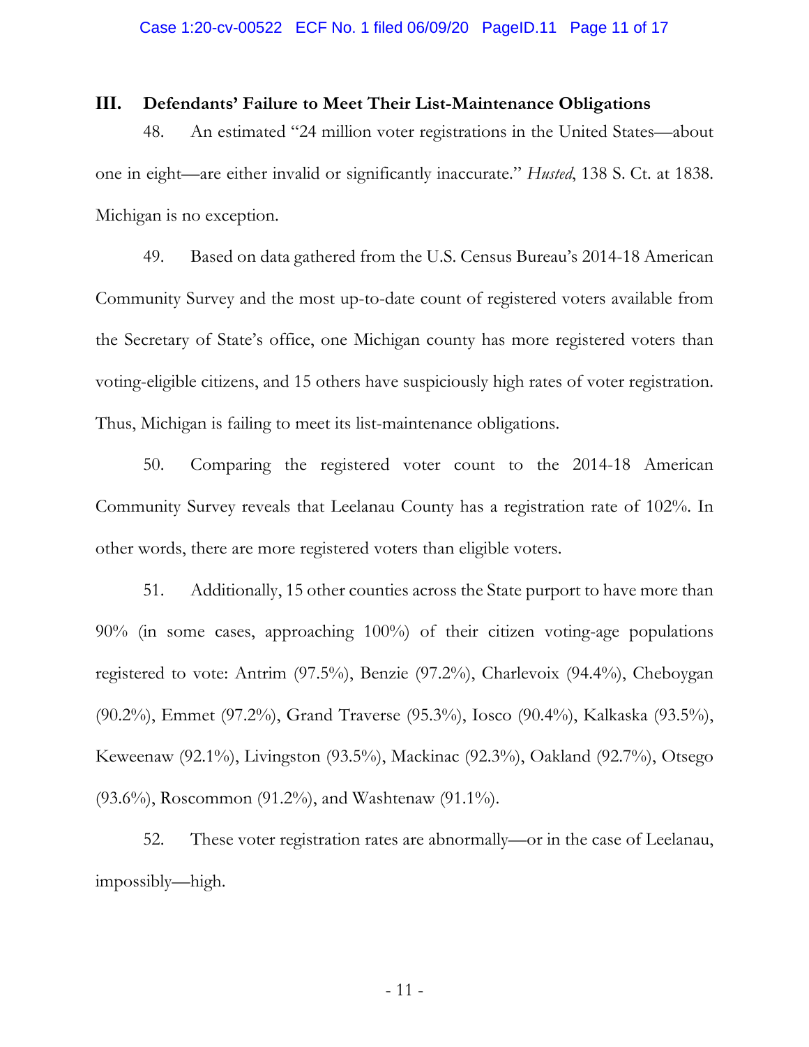## III. Defendants' Failure to Meet Their List-Maintenance Obligations

48. An estimated "24 million voter registrations in the United States—about one in eight—are either invalid or significantly inaccurate." *Husted*, 138 S. Ct. at 1838. Michigan is no exception.

49. Based on data gathered from the U.S. Census Bureau's 2014-18 American Community Survey and the most up-to-date count of registered voters available from the Secretary of State's office, one Michigan county has more registered voters than voting-eligible citizens, and 15 others have suspiciously high rates of voter registration. Thus, Michigan is failing to meet its list-maintenance obligations.

50. Comparing the registered voter count to the 2014-18 American Community Survey reveals that Leelanau County has a registration rate of 102%. In other words, there are more registered voters than eligible voters.

51. Additionally, 15 other counties across the State purport to have more than 90% (in some cases, approaching 100%) of their citizen voting-age populations registered to vote: Antrim (97.5%), Benzie (97.2%), Charlevoix (94.4%), Cheboygan (90.2%), Emmet (97.2%), Grand Traverse (95.3%), Iosco (90.4%), Kalkaska (93.5%), Keweenaw (92.1%), Livingston (93.5%), Mackinac (92.3%), Oakland (92.7%), Otsego (93.6%), Roscommon (91.2%), and Washtenaw (91.1%).

52. These voter registration rates are abnormally—or in the case of Leelanau, impossibly—high.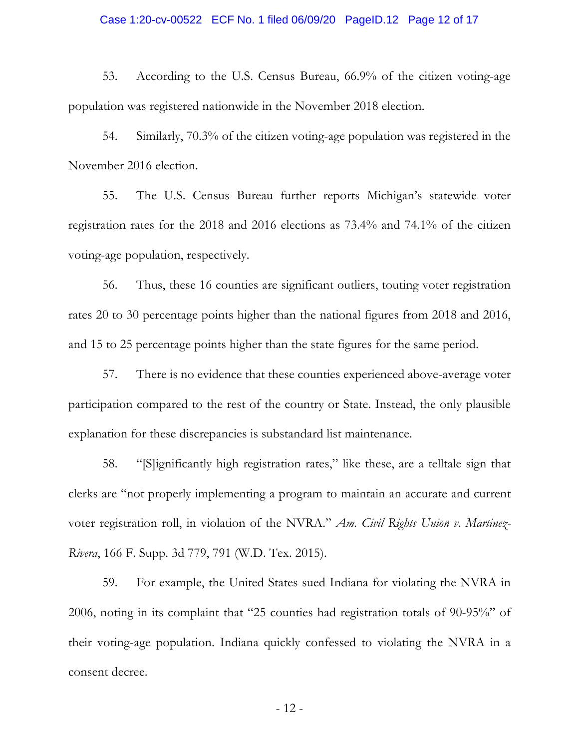53. According to the U.S. Census Bureau, 66.9% of the citizen voting-age population was registered nationwide in the November 2018 election.

54. Similarly, 70.3% of the citizen voting-age population was registered in the November 2016 election.

55. The U.S. Census Bureau further reports Michigan's statewide voter registration rates for the 2018 and 2016 elections as 73.4% and 74.1% of the citizen voting-age population, respectively.

56. Thus, these 16 counties are significant outliers, touting voter registration rates 20 to 30 percentage points higher than the national figures from 2018 and 2016, and 15 to 25 percentage points higher than the state figures for the same period.

57. There is no evidence that these counties experienced above-average voter participation compared to the rest of the country or State. Instead, the only plausible explanation for these discrepancies is substandard list maintenance.

58. "[S]ignificantly high registration rates," like these, are a telltale sign that clerks are "not properly implementing a program to maintain an accurate and current voter registration roll, in violation of the NVRA." *Am. Civil Rights Union v. Martinez-Rivera*, 166 F. Supp. 3d 779, 791 (W.D. Tex. 2015).

59. For example, the United States sued Indiana for violating the NVRA in 2006, noting in its complaint that "25 counties had registration totals of 90-95%" of their voting-age population. Indiana quickly confessed to violating the NVRA in a consent decree.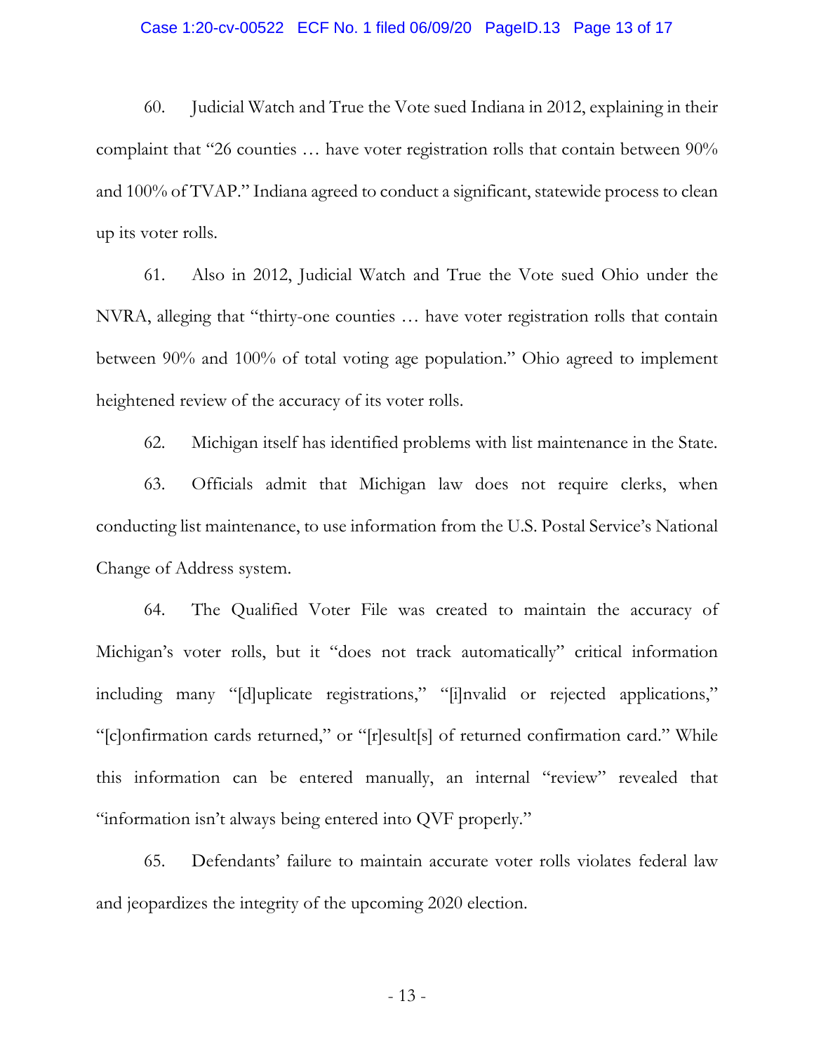60. Judicial Watch and True the Vote sued Indiana in 2012, explaining in their complaint that "26 counties … have voter registration rolls that contain between 90% and 100% of TVAP." Indiana agreed to conduct a significant, statewide process to clean up its voter rolls.

61. Also in 2012, Judicial Watch and True the Vote sued Ohio under the NVRA, alleging that "thirty-one counties … have voter registration rolls that contain between 90% and 100% of total voting age population." Ohio agreed to implement heightened review of the accuracy of its voter rolls.

62. Michigan itself has identified problems with list maintenance in the State.

63. Officials admit that Michigan law does not require clerks, when conducting list maintenance, to use information from the U.S. Postal Service's National Change of Address system.

64. The Qualified Voter File was created to maintain the accuracy of Michigan's voter rolls, but it "does not track automatically" critical information including many "[d]uplicate registrations," "[i]nvalid or rejected applications," "[c]onfirmation cards returned," or "[r]esult[s] of returned confirmation card." While this information can be entered manually, an internal "review" revealed that "information isn't always being entered into QVF properly."

65. Defendants' failure to maintain accurate voter rolls violates federal law and jeopardizes the integrity of the upcoming 2020 election.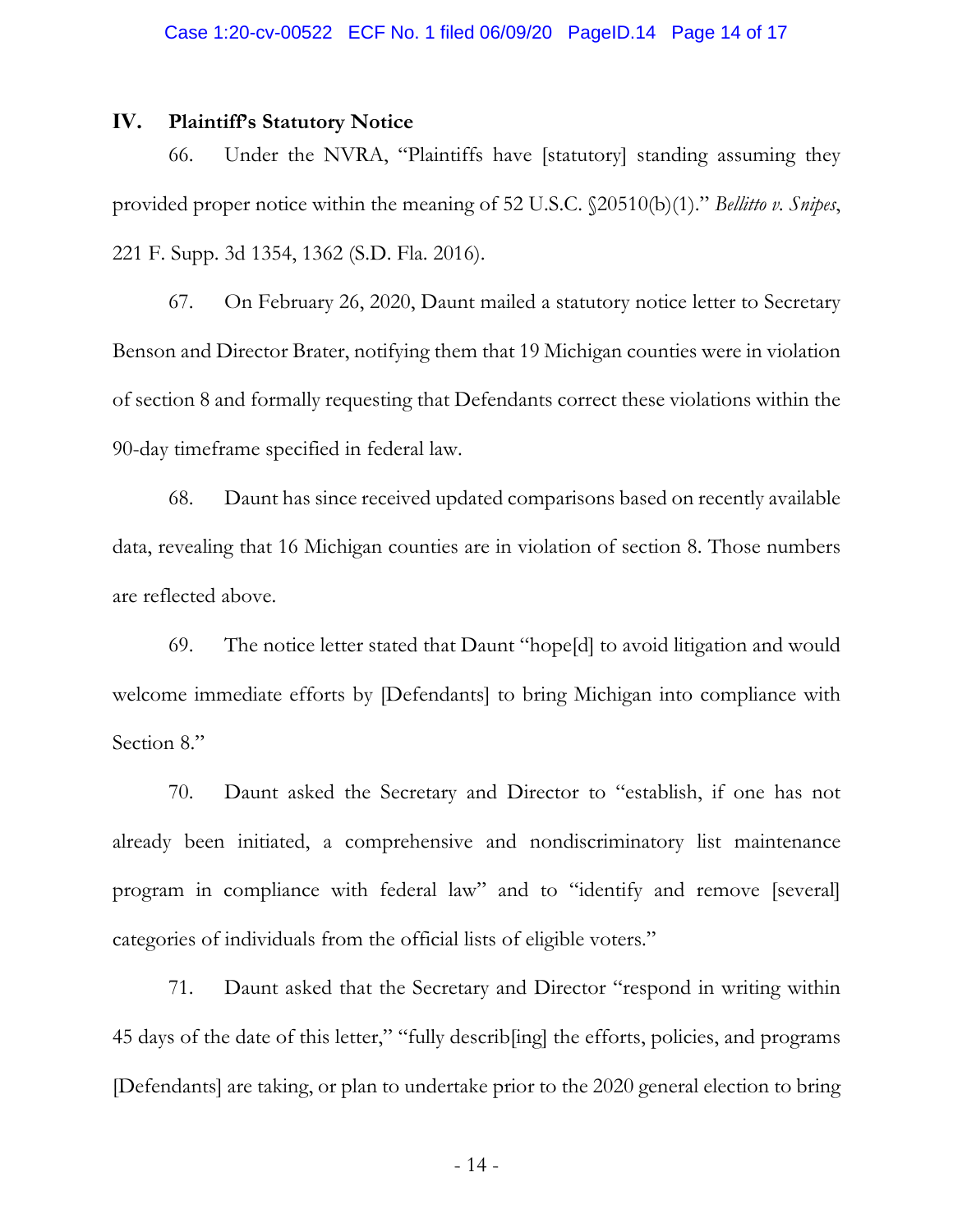## IV. Plaintiff's Statutory Notice

66. Under the NVRA, "Plaintiffs have [statutory] standing assuming they provided proper notice within the meaning of 52 U.S.C. §20510(b)(1)." *Bellitto v. Snipes*, 221 F. Supp. 3d 1354, 1362 (S.D. Fla. 2016).

67. On February 26, 2020, Daunt mailed a statutory notice letter to Secretary Benson and Director Brater, notifying them that 19 Michigan counties were in violation of section 8 and formally requesting that Defendants correct these violations within the 90-day timeframe specified in federal law.

68. Daunt has since received updated comparisons based on recently available data, revealing that 16 Michigan counties are in violation of section 8. Those numbers are reflected above.

69. The notice letter stated that Daunt "hope[d] to avoid litigation and would welcome immediate efforts by [Defendants] to bring Michigan into compliance with Section 8."

70. Daunt asked the Secretary and Director to "establish, if one has not already been initiated, a comprehensive and nondiscriminatory list maintenance program in compliance with federal law" and to "identify and remove [several] categories of individuals from the official lists of eligible voters."

71. Daunt asked that the Secretary and Director "respond in writing within 45 days of the date of this letter," "fully describ[ing] the efforts, policies, and programs [Defendants] are taking, or plan to undertake prior to the 2020 general election to bring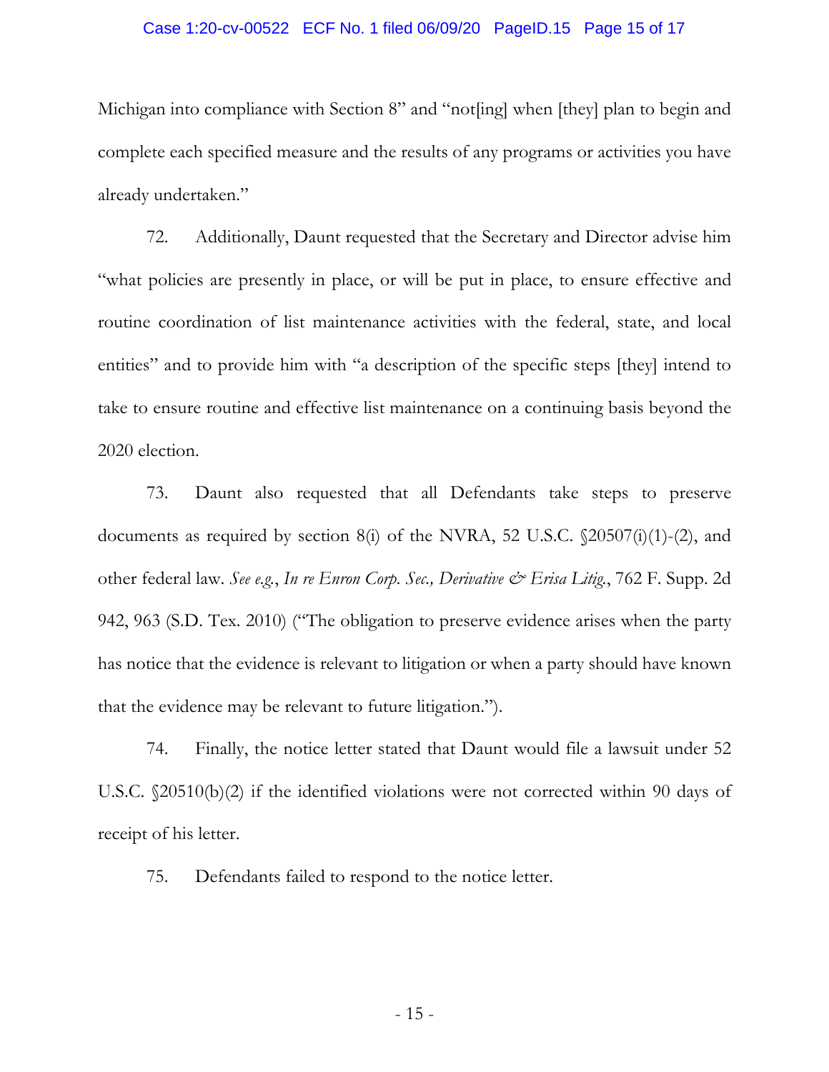Michigan into compliance with Section 8" and "not[ing] when [they] plan to begin and complete each specified measure and the results of any programs or activities you have already undertaken."

72. Additionally, Daunt requested that the Secretary and Director advise him "what policies are presently in place, or will be put in place, to ensure effective and routine coordination of list maintenance activities with the federal, state, and local entities" and to provide him with "a description of the specific steps [they] intend to take to ensure routine and effective list maintenance on a continuing basis beyond the 2020 election.

73. Daunt also requested that all Defendants take steps to preserve documents as required by section 8(i) of the NVRA, 52 U.S.C. §20507(i)(1)-(2), and other federal law. *See e.g.*, *In re Enron Corp. Sec., Derivative & Erisa Litig.*, 762 F. Supp. 2d 942, 963 (S.D. Tex. 2010) ("The obligation to preserve evidence arises when the party has notice that the evidence is relevant to litigation or when a party should have known that the evidence may be relevant to future litigation.").

74. Finally, the notice letter stated that Daunt would file a lawsuit under 52 U.S.C. §20510(b)(2) if the identified violations were not corrected within 90 days of receipt of his letter.

75. Defendants failed to respond to the notice letter.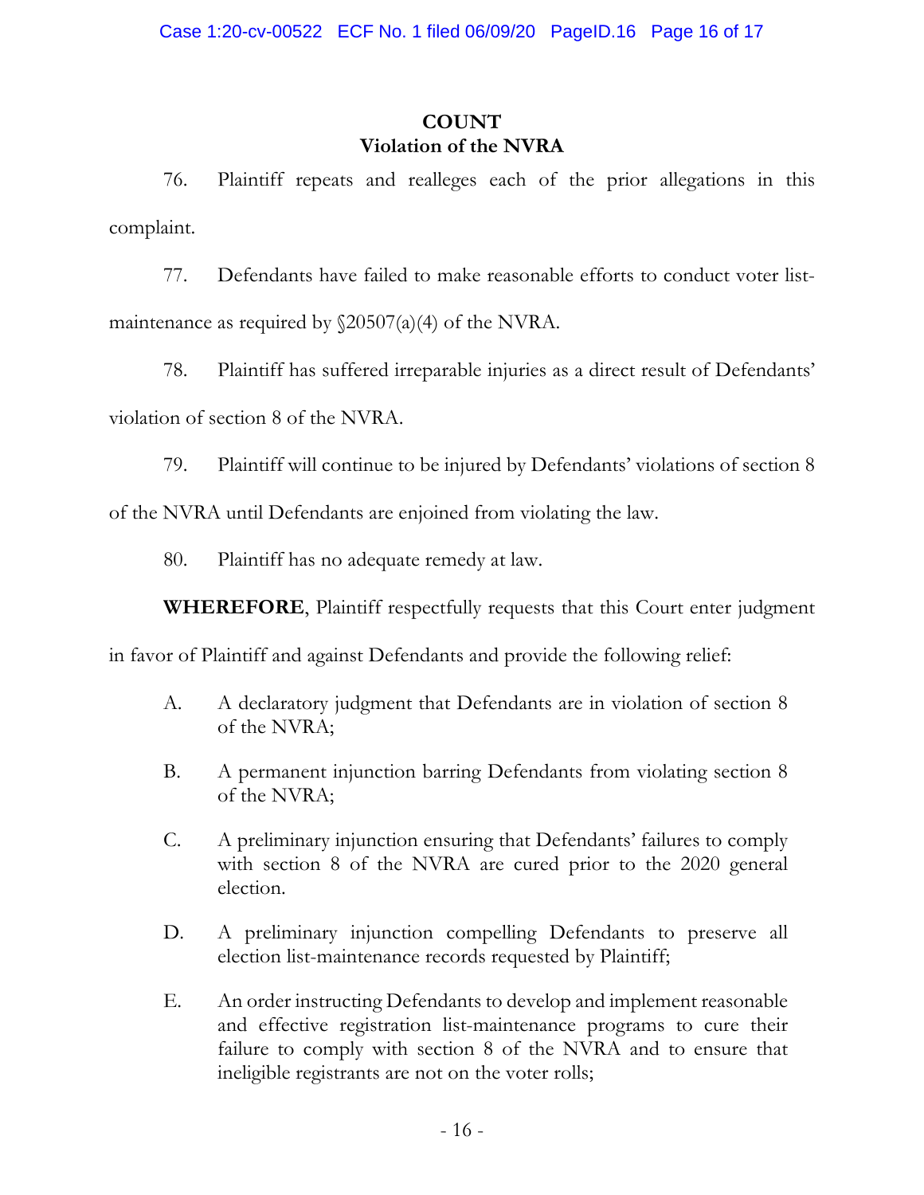## COUNT
## Violation of the NVRA

76. Plaintiff repeats and realleges each of the prior allegations in this complaint.

77. Defendants have failed to make reasonable efforts to conduct voter list-maintenance as required by §20507(a)(4) of the NVRA.

78. Plaintiff has suffered irreparable injuries as a direct result of Defendants' violation of section 8 of the NVRA.

79. Plaintiff will continue to be injured by Defendants' violations of section 8 of the NVRA until Defendants are enjoined from violating the law.

80. Plaintiff has no adequate remedy at law.

**WHEREFORE**, Plaintiff respectfully requests that this Court enter judgment in favor of Plaintiff and against Defendants and provide the following relief:

A. A declaratory judgment that Defendants are in violation of section 8 of the NVRA;

B. A permanent injunction barring Defendants from violating section 8 of the NVRA;

C. A preliminary injunction ensuring that Defendants' failures to comply with section 8 of the NVRA are cured prior to the 2020 general election.

D. A preliminary injunction compelling Defendants to preserve all election list-maintenance records requested by Plaintiff;

E. An order instructing Defendants to develop and implement reasonable and effective registration list-maintenance programs to cure their failure to comply with section 8 of the NVRA and to ensure that ineligible registrants are not on the voter rolls;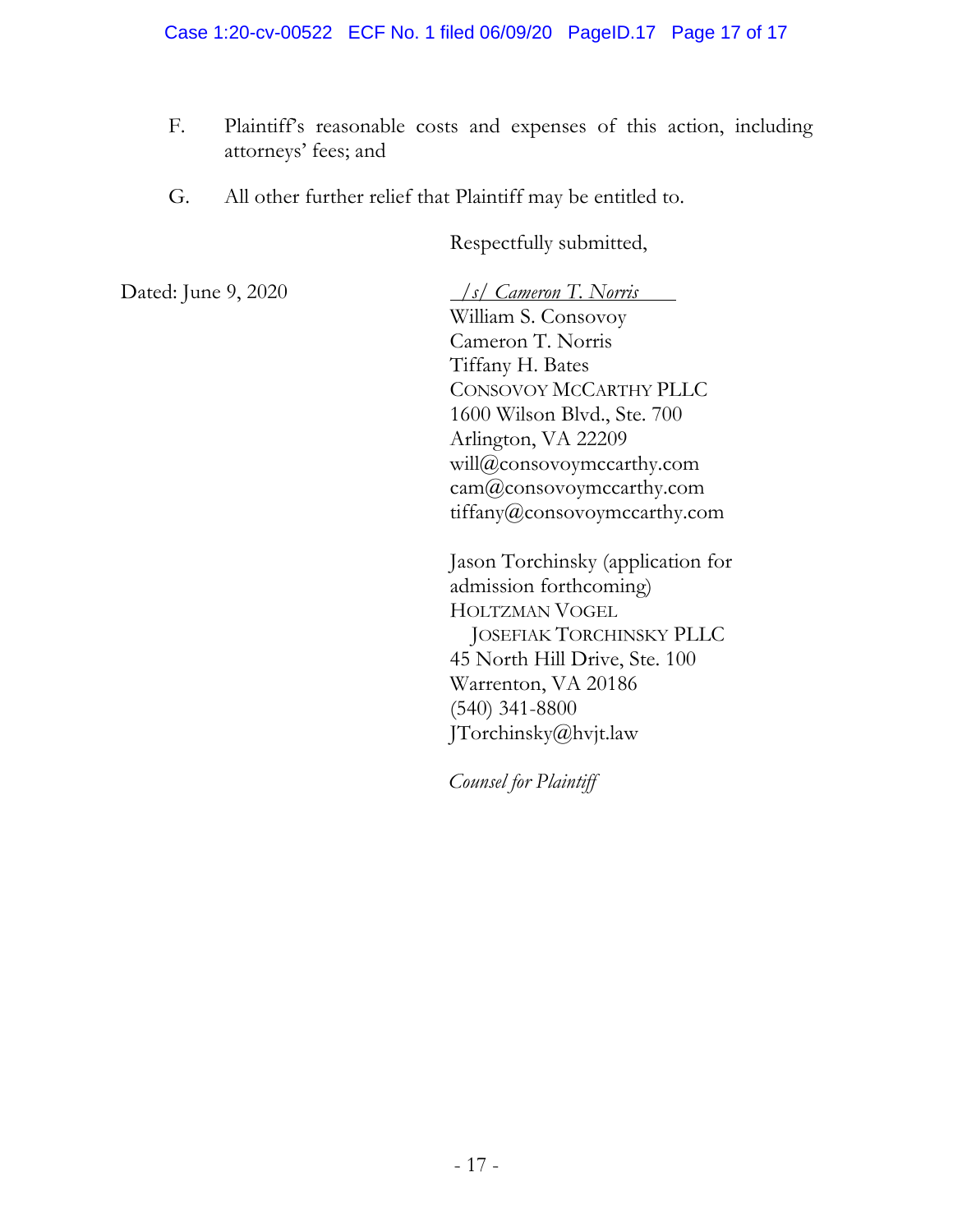F. Plaintiff's reasonable costs and expenses of this action, including attorneys' fees; and

G. All other further relief that Plaintiff may be entitled to.

Respectfully submitted,

Dated: June 9, 2020

*/s/ Cameron T. Norris*
William S. Consovoy
Cameron T. Norris
Tiffany H. Bates
CONSOVOY MCCARTHY PLLC
1600 Wilson Blvd., Ste. 700
Arlington, VA 22209
will@consovoymccarthy.com
cam@consovoymccarthy.com
tiffany@consovoymccarthy.com

Jason Torchinsky (application for admission forthcoming)
HOLTZMAN VOGEL JOSEFIAK TORCHINSKY PLLC
45 North Hill Drive, Ste. 100
Warrenton, VA 20186
(540) 341-8800
JTorchinsky@hvjt.law

*Counsel for Plaintiff*